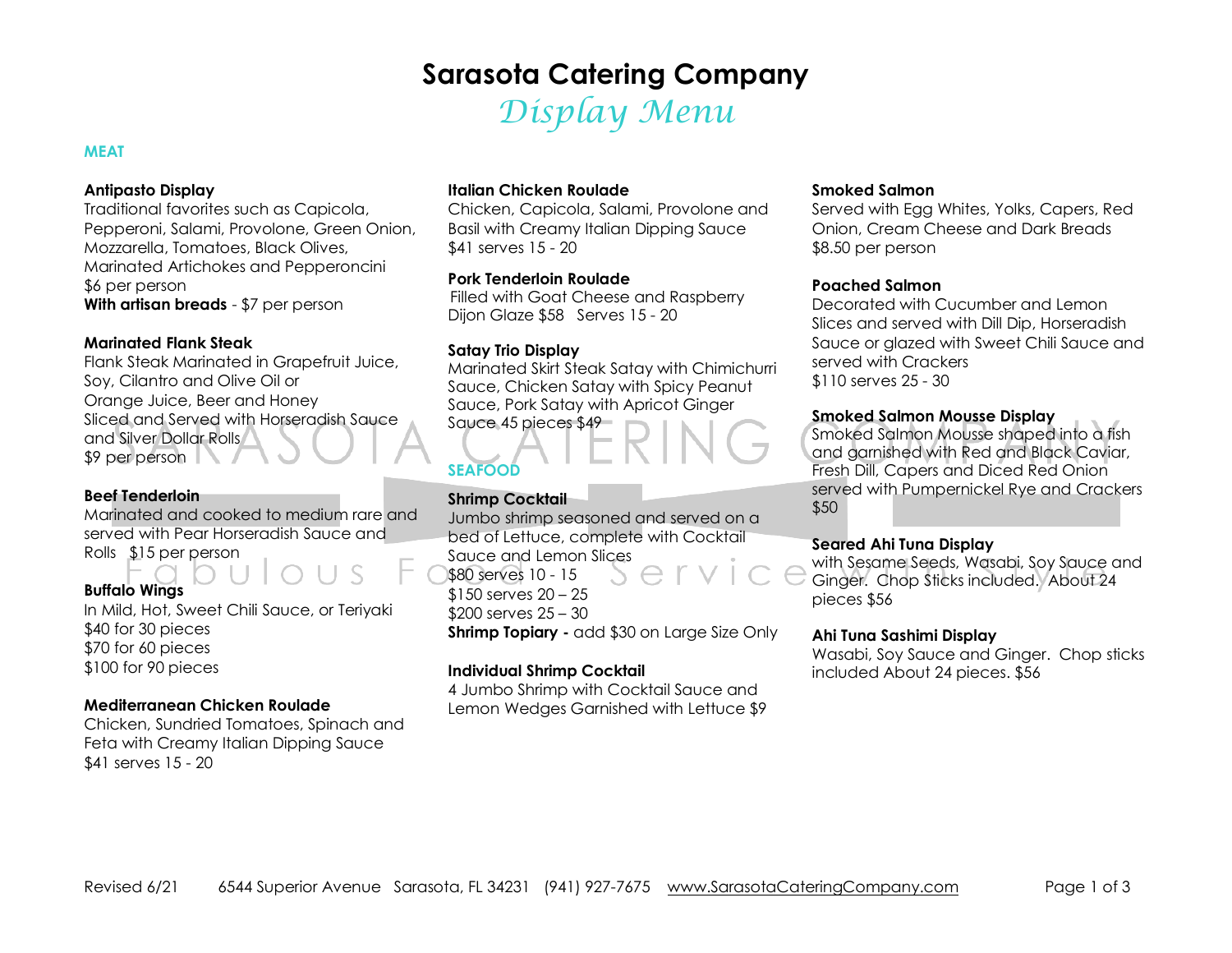# Sarasota Catering Company

## *Display Menu*

### MEAT

**Antipasto Display**
Traditional favorites such as Capicola, Pepperoni, Salami, Provolone, Green Onion, Mozzarella, Tomatoes, Black Olives, Marinated Artichokes and Pepperoncini
$6 per person
**With artisan breads** - $7 per person

**Marinated Flank Steak**
Flank Steak Marinated in Grapefruit Juice, Soy, Cilantro and Olive Oil or Orange Juice, Beer and Honey
Sliced and Served with Horseradish Sauce and Silver Dollar Rolls
$9 per person

**Beef Tenderloin**
Marinated and cooked to medium rare and served with Pear Horseradish Sauce and Rolls $15 per person

**Buffalo Wings**
In Mild, Hot, Sweet Chili Sauce, or Teriyaki
$40 for 30 pieces
$70 for 60 pieces
$100 for 90 pieces

**Mediterranean Chicken Roulade**
Chicken, Sundried Tomatoes, Spinach and Feta with Creamy Italian Dipping Sauce
$41 serves 15 - 20

**Italian Chicken Roulade**
Chicken, Capicola, Salami, Provolone and Basil with Creamy Italian Dipping Sauce
$41 serves 15 - 20

**Pork Tenderloin Roulade**
Filled with Goat Cheese and Raspberry Dijon Glaze $58 Serves 15 - 20

**Satay Trio Display**
Marinated Skirt Steak Satay with Chimichurri Sauce, Chicken Satay with Spicy Peanut Sauce, Pork Satay with Apricot Ginger Sauce 45 pieces $49

### SEAFOOD

**Shrimp Cocktail**
Jumbo shrimp seasoned and served on a bed of Lettuce, complete with Cocktail Sauce and Lemon Slices
$80 serves 10 - 15
$150 serves 20 – 25
$200 serves 25 – 30
**Shrimp Topiary -** add $30 on Large Size Only

**Individual Shrimp Cocktail**
4 Jumbo Shrimp with Cocktail Sauce and Lemon Wedges Garnished with Lettuce $9

**Smoked Salmon**
Served with Egg Whites, Yolks, Capers, Red Onion, Cream Cheese and Dark Breads
$8.50 per person

**Poached Salmon**
Decorated with Cucumber and Lemon Slices and served with Dill Dip, Horseradish Sauce or glazed with Sweet Chili Sauce and served with Crackers
$110 serves 25 - 30

**Smoked Salmon Mousse Display**
Smoked Salmon Mousse shaped into a fish and garnished with Red and Black Caviar, Fresh Dill, Capers and Diced Red Onion served with Pumpernickel Rye and Crackers
$50

**Seared Ahi Tuna Display**
with Sesame Seeds, Wasabi, Soy Sauce and Ginger. Chop Sticks included. About 24 pieces $56

**Ahi Tuna Sashimi Display**
Wasabi, Soy Sauce and Ginger. Chop sticks included About 24 pieces. $56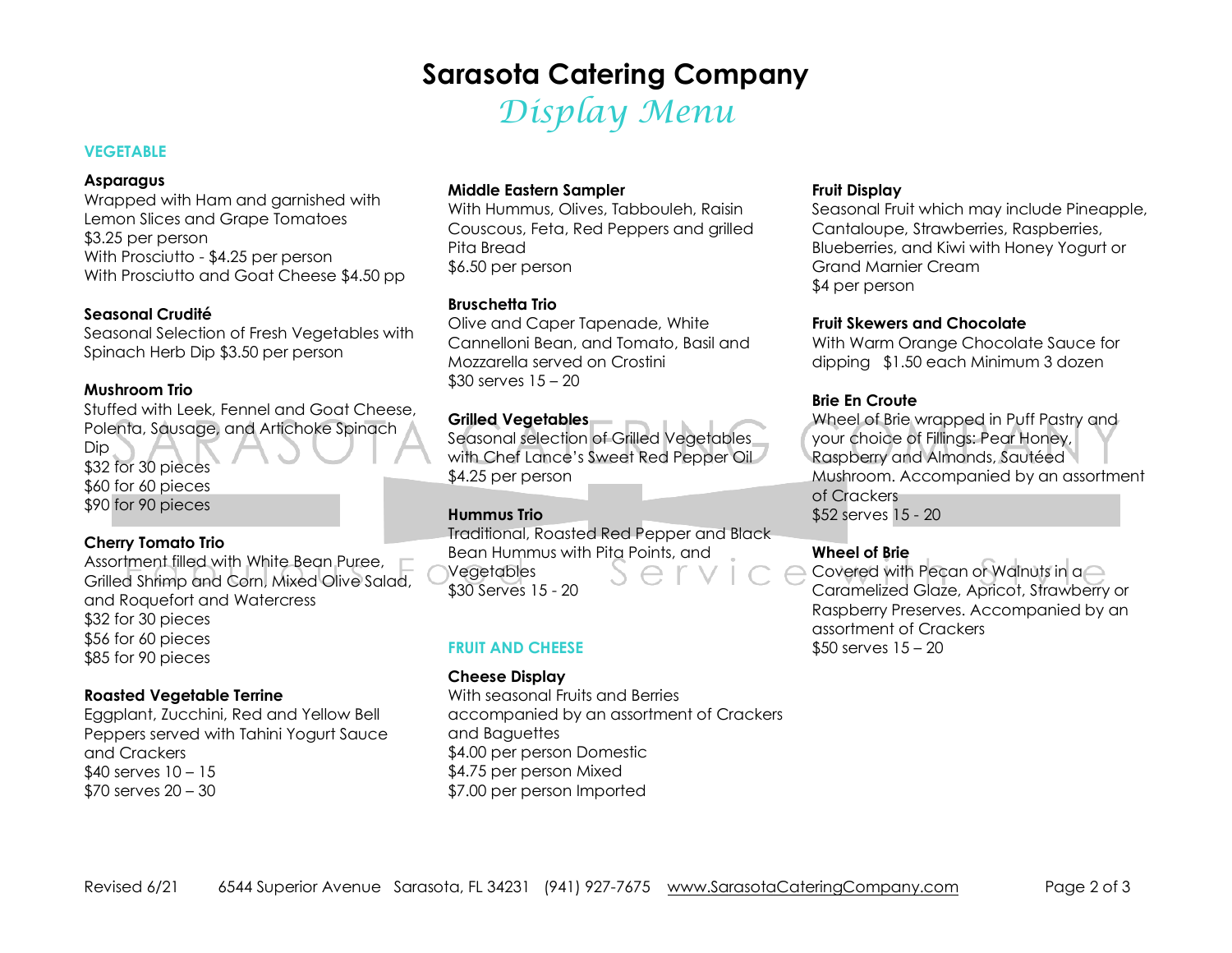# Sarasota Catering Company

## *Display Menu*

## VEGETABLE

**Asparagus**
Wrapped with Ham and garnished with Lemon Slices and Grape Tomatoes
$3.25 per person
With Prosciutto - $4.25 per person
With Prosciutto and Goat Cheese $4.50 pp

**Seasonal Crudité**
Seasonal Selection of Fresh Vegetables with Spinach Herb Dip $3.50 per person

**Mushroom Trio**
Stuffed with Leek, Fennel and Goat Cheese, Polenta, Sausage, and Artichoke Spinach Dip
$32 for 30 pieces
$60 for 60 pieces
$90 for 90 pieces

**Cherry Tomato Trio**
Assortment filled with White Bean Puree, Grilled Shrimp and Corn, Mixed Olive Salad, and Roquefort and Watercress
$32 for 30 pieces
$56 for 60 pieces
$85 for 90 pieces

**Roasted Vegetable Terrine**
Eggplant, Zucchini, Red and Yellow Bell Peppers served with Tahini Yogurt Sauce and Crackers
$40 serves 10 – 15
$70 serves 20 – 30

**Middle Eastern Sampler**
With Hummus, Olives, Tabbouleh, Raisin Couscous, Feta, Red Peppers and grilled Pita Bread
$6.50 per person

**Bruschetta Trio**
Olive and Caper Tapenade, White Cannelloni Bean, and Tomato, Basil and Mozzarella served on Crostini
$30 serves 15 – 20

**Grilled Vegetables**
Seasonal selection of Grilled Vegetables with Chef Lance's Sweet Red Pepper Oil
$4.25 per person

**Hummus Trio**
Traditional, Roasted Red Pepper and Black Bean Hummus with Pita Points, and Vegetables
$30 Serves 15 - 20

## FRUIT AND CHEESE

**Cheese Display**
With seasonal Fruits and Berries accompanied by an assortment of Crackers and Baguettes
$4.00 per person Domestic
$4.75 per person Mixed
$7.00 per person Imported

**Fruit Display**
Seasonal Fruit which may include Pineapple, Cantaloupe, Strawberries, Raspberries, Blueberries, and Kiwi with Honey Yogurt or Grand Marnier Cream
$4 per person

**Fruit Skewers and Chocolate**
With Warm Orange Chocolate Sauce for dipping $1.50 each Minimum 3 dozen

**Brie En Croute**
Wheel of Brie wrapped in Puff Pastry and your choice of Fillings: Pear Honey, Raspberry and Almonds, Sautéed Mushroom. Accompanied by an assortment of Crackers
$52 serves 15 - 20

**Wheel of Brie**
Covered with Pecan or Walnuts in a Caramelized Glaze, Apricot, Strawberry or Raspberry Preserves. Accompanied by an assortment of Crackers
$50 serves 15 – 20

Revised 6/21 6544 Superior Avenue Sarasota, FL 34231 (941) 927-7675 www.SarasotaCateringCompany.com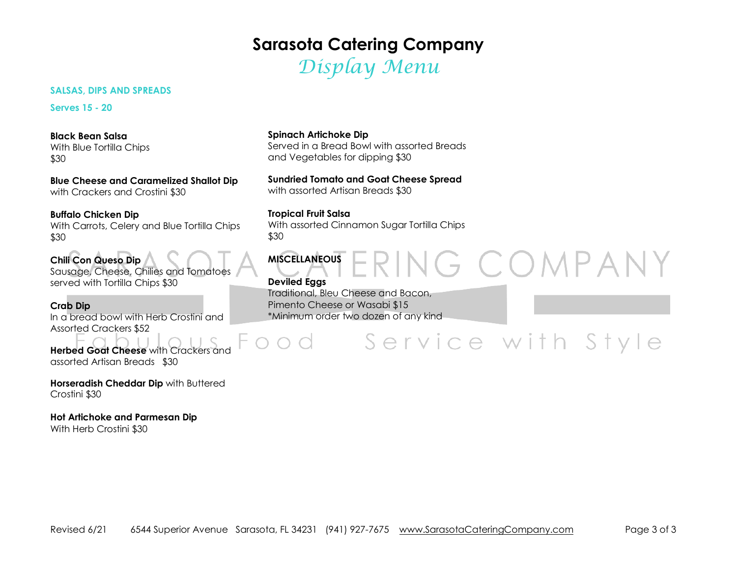# Sarasota Catering Company

## *Display Menu*

### SALSAS, DIPS AND SPREADS

**Serves 15 - 20**

**Black Bean Salsa**
With Blue Tortilla Chips
$30

**Blue Cheese and Caramelized Shallot Dip**
with Crackers and Crostini $30

**Buffalo Chicken Dip**
With Carrots, Celery and Blue Tortilla Chips
$30

**Chili Con Queso Dip**
Sausage, Cheese, Chilies and Tomatoes served with Tortilla Chips $30

**Crab Dip**
In a bread bowl with Herb Crostini and Assorted Crackers $52

**Herbed Goat Cheese** with Crackers and assorted Artisan Breads $30

**Horseradish Cheddar Dip** with Buttered Crostini $30

**Hot Artichoke and Parmesan Dip**
With Herb Crostini $30

**Spinach Artichoke Dip**
Served in a Bread Bowl with assorted Breads and Vegetables for dipping $30

**Sundried Tomato and Goat Cheese Spread**
with assorted Artisan Breads $30

**Tropical Fruit Salsa**
With assorted Cinnamon Sugar Tortilla Chips
$30

### MISCELLANEOUS

**Deviled Eggs**
Traditional, Bleu Cheese and Bacon, Pimento Cheese or Wasabi $15
*Minimum order two dozen of any kind

Revised 6/21 6544 Superior Avenue Sarasota, FL 34231 (941) 927-7675 www.SarasotaCateringCompany.com